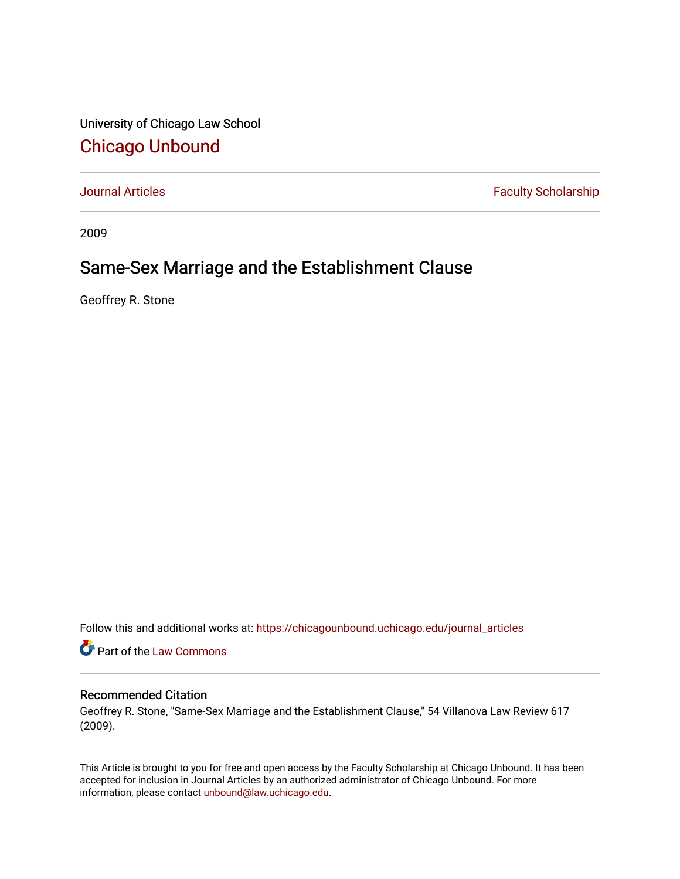University of Chicago Law School

# Chicago Unbound

Journal Articles | Faculty Scholarship

2009

## Same-Sex Marriage and the Establishment Clause

Geoffrey R. Stone

Follow this and additional works at: https://chicagounbound.uchicago.edu/journal_articles

Part of the Law Commons

### Recommended Citation

Geoffrey R. Stone, "Same-Sex Marriage and the Establishment Clause," 54 Villanova Law Review 617 (2009).

This Article is brought to you for free and open access by the Faculty Scholarship at Chicago Unbound. It has been accepted for inclusion in Journal Articles by an authorized administrator of Chicago Unbound. For more information, please contact unbound@law.uchicago.edu.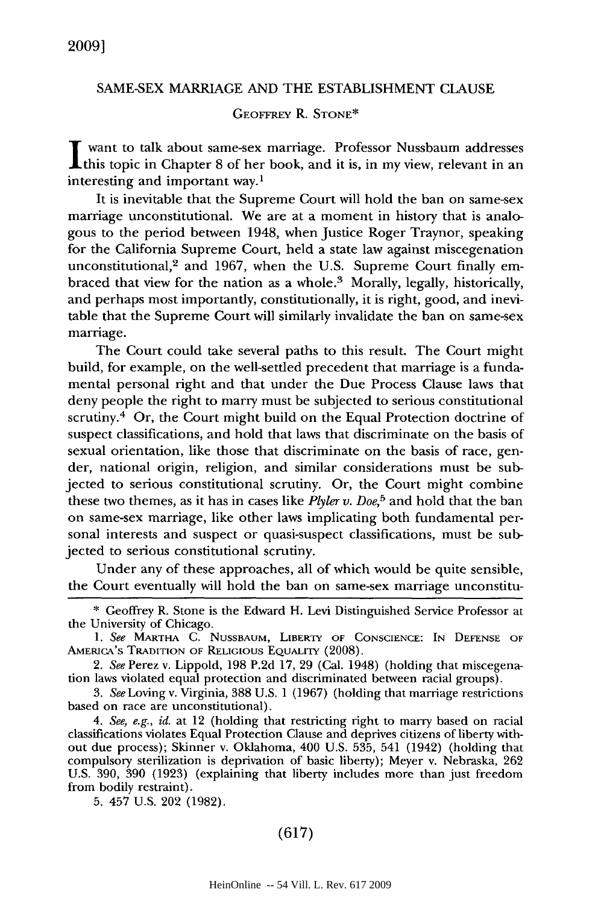# SAME-SEX MARRIAGE AND THE ESTABLISHMENT CLAUSE

GEOFFREY R. STONE*

I want to talk about same-sex marriage. Professor Nussbaum addresses this topic in Chapter 8 of her book, and it is, in my view, relevant in an interesting and important way.[1]

It is inevitable that the Supreme Court will hold the ban on same-sex marriage unconstitutional. We are at a moment in history that is analogous to the period between 1948, when Justice Roger Traynor, speaking for the California Supreme Court, held a state law against miscegenation unconstitutional,[2] and 1967, when the U.S. Supreme Court finally embraced that view for the nation as a whole.[3] Morally, legally, historically, and perhaps most importantly, constitutionally, it is right, good, and inevitable that the Supreme Court will similarly invalidate the ban on same-sex marriage.

The Court could take several paths to this result. The Court might build, for example, on the well-settled precedent that marriage is a fundamental personal right and that under the Due Process Clause laws that deny people the right to marry must be subjected to serious constitutional scrutiny.[4] Or, the Court might build on the Equal Protection doctrine of suspect classifications, and hold that laws that discriminate on the basis of sexual orientation, like those that discriminate on the basis of race, gender, national origin, religion, and similar considerations must be subjected to serious constitutional scrutiny. Or, the Court might combine these two themes, as it has in cases like *Plyler v. Doe*,[5] and hold that the ban on same-sex marriage, like other laws implicating both fundamental personal interests and suspect or quasi-suspect classifications, must be subjected to serious constitutional scrutiny.

Under any of these approaches, all of which would be quite sensible, the Court eventually will hold the ban on same-sex marriage unconstitu-

---

\* Geoffrey R. Stone is the Edward H. Levi Distinguished Service Professor at the University of Chicago.

1. *See* MARTHA C. NUSSBAUM, LIBERTY OF CONSCIENCE: IN DEFENSE OF AMERICA'S TRADITION OF RELIGIOUS EQUALITY (2008).

2. *See* Perez v. Lippold, 198 P.2d 17, 29 (Cal. 1948) (holding that miscegenation laws violated equal protection and discriminated between racial groups).

3. *See* Loving v. Virginia, 388 U.S. 1 (1967) (holding that marriage restrictions based on race are unconstitutional).

4. *See, e.g., id.* at 12 (holding that restricting right to marry based on racial classifications violates Equal Protection Clause and deprives citizens of liberty without due process); Skinner v. Oklahoma, 400 U.S. 535, 541 (1942) (holding that compulsory sterilization is deprivation of basic liberty); Meyer v. Nebraska, 262 U.S. 390, 390 (1923) (explaining that liberty includes more than just freedom from bodily restraint).

5. 457 U.S. 202 (1982).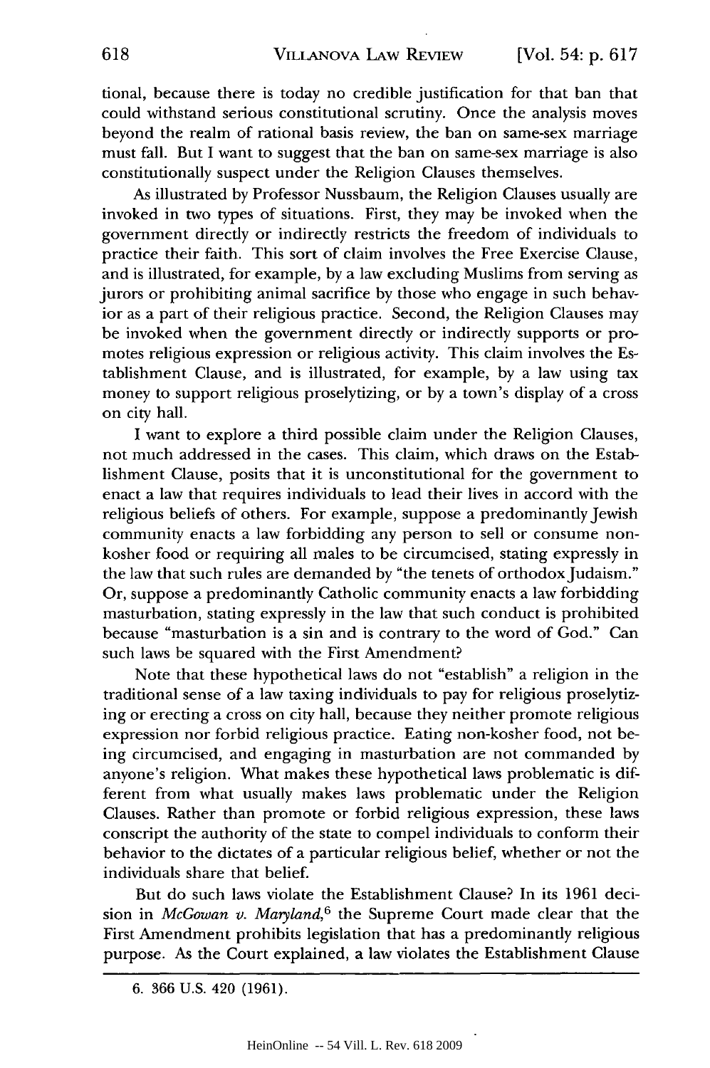tional, because there is today no credible justification for that ban that could withstand serious constitutional scrutiny. Once the analysis moves beyond the realm of rational basis review, the ban on same-sex marriage must fall. But I want to suggest that the ban on same-sex marriage is also constitutionally suspect under the Religion Clauses themselves.

As illustrated by Professor Nussbaum, the Religion Clauses usually are invoked in two types of situations. First, they may be invoked when the government directly or indirectly restricts the freedom of individuals to practice their faith. This sort of claim involves the Free Exercise Clause, and is illustrated, for example, by a law excluding Muslims from serving as jurors or prohibiting animal sacrifice by those who engage in such behavior as a part of their religious practice. Second, the Religion Clauses may be invoked when the government directly or indirectly supports or promotes religious expression or religious activity. This claim involves the Establishment Clause, and is illustrated, for example, by a law using tax money to support religious proselytizing, or by a town's display of a cross on city hall.

I want to explore a third possible claim under the Religion Clauses, not much addressed in the cases. This claim, which draws on the Establishment Clause, posits that it is unconstitutional for the government to enact a law that requires individuals to lead their lives in accord with the religious beliefs of others. For example, suppose a predominantly Jewish community enacts a law forbidding any person to sell or consume non-kosher food or requiring all males to be circumcised, stating expressly in the law that such rules are demanded by "the tenets of orthodox Judaism." Or, suppose a predominantly Catholic community enacts a law forbidding masturbation, stating expressly in the law that such conduct is prohibited because "masturbation is a sin and is contrary to the word of God." Can such laws be squared with the First Amendment?

Note that these hypothetical laws do not "establish" a religion in the traditional sense of a law taxing individuals to pay for religious proselytizing or erecting a cross on city hall, because they neither promote religious expression nor forbid religious practice. Eating non-kosher food, not being circumcised, and engaging in masturbation are not commanded by anyone's religion. What makes these hypothetical laws problematic is different from what usually makes laws problematic under the Religion Clauses. Rather than promote or forbid religious expression, these laws conscript the authority of the state to compel individuals to conform their behavior to the dictates of a particular religious belief, whether or not the individuals share that belief.

But do such laws violate the Establishment Clause? In its 1961 decision in *McGowan v. Maryland*,[6] the Supreme Court made clear that the First Amendment prohibits legislation that has a predominantly religious purpose. As the Court explained, a law violates the Establishment Clause

6. 366 U.S. 420 (1961).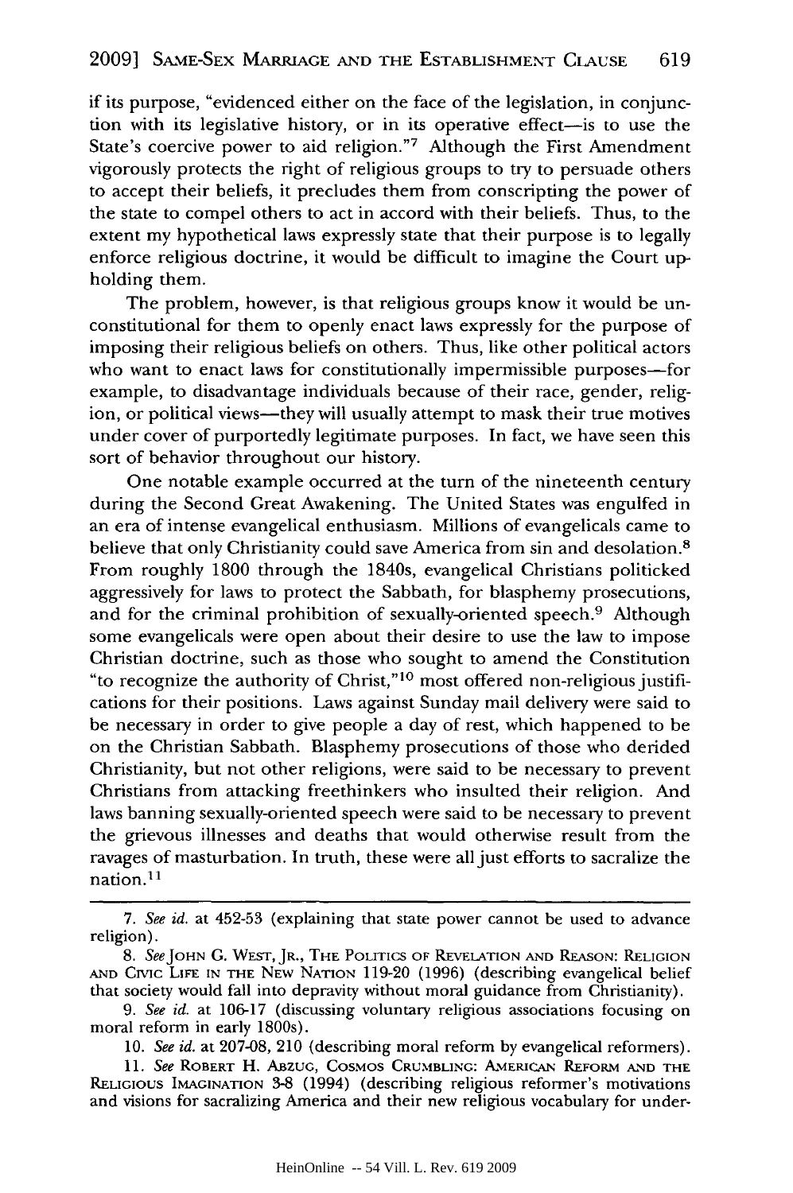if its purpose, "evidenced either on the face of the legislation, in conjunction with its legislative history, or in its operative effect—is to use the State's coercive power to aid religion."[7] Although the First Amendment vigorously protects the right of religious groups to try to persuade others to accept their beliefs, it precludes them from conscripting the power of the state to compel others to act in accord with their beliefs. Thus, to the extent my hypothetical laws expressly state that their purpose is to legally enforce religious doctrine, it would be difficult to imagine the Court upholding them.

The problem, however, is that religious groups know it would be unconstitutional for them to openly enact laws expressly for the purpose of imposing their religious beliefs on others. Thus, like other political actors who want to enact laws for constitutionally impermissible purposes—for example, to disadvantage individuals because of their race, gender, religion, or political views—they will usually attempt to mask their true motives under cover of purportedly legitimate purposes. In fact, we have seen this sort of behavior throughout our history.

One notable example occurred at the turn of the nineteenth century during the Second Great Awakening. The United States was engulfed in an era of intense evangelical enthusiasm. Millions of evangelicals came to believe that only Christianity could save America from sin and desolation.[8] From roughly 1800 through the 1840s, evangelical Christians politicked aggressively for laws to protect the Sabbath, for blasphemy prosecutions, and for the criminal prohibition of sexually-oriented speech.[9] Although some evangelicals were open about their desire to use the law to impose Christian doctrine, such as those who sought to amend the Constitution "to recognize the authority of Christ,"[10] most offered non-religious justifications for their positions. Laws against Sunday mail delivery were said to be necessary in order to give people a day of rest, which happened to be on the Christian Sabbath. Blasphemy prosecutions of those who derided Christianity, but not other religions, were said to be necessary to prevent Christians from attacking freethinkers who insulted their religion. And laws banning sexually-oriented speech were said to be necessary to prevent the grievous illnesses and deaths that would otherwise result from the ravages of masturbation. In truth, these were all just efforts to sacralize the nation.[11]

---

7. *See id.* at 452-53 (explaining that state power cannot be used to advance religion).

8. *See* JOHN G. WEST, JR., THE POLITICS OF REVELATION AND REASON: RELIGION AND CIVIC LIFE IN THE NEW NATION 119-20 (1996) (describing evangelical belief that society would fall into depravity without moral guidance from Christianity).

9. *See id.* at 106-17 (discussing voluntary religious associations focusing on moral reform in early 1800s).

10. *See id.* at 207-08, 210 (describing moral reform by evangelical reformers).

11. *See* ROBERT H. ABZUG, COSMOS CRUMBLING: AMERICAN REFORM AND THE RELIGIOUS IMAGINATION 3-8 (1994) (describing religious reformer's motivations and visions for sacralizing America and their new religious vocabulary for under-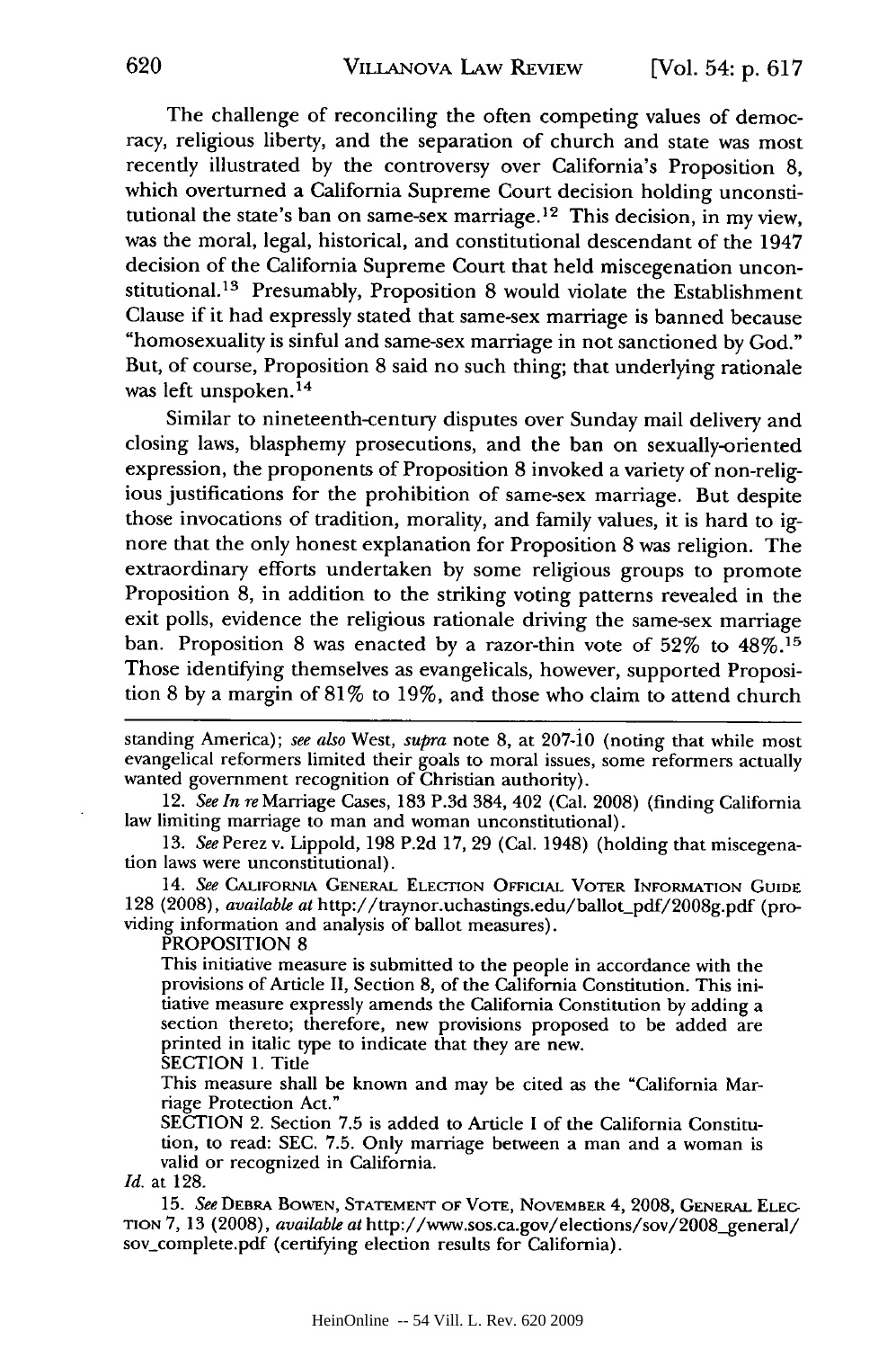The challenge of reconciling the often competing values of democracy, religious liberty, and the separation of church and state was most recently illustrated by the controversy over California's Proposition 8, which overturned a California Supreme Court decision holding unconstitutional the state's ban on same-sex marriage.[12] This decision, in my view, was the moral, legal, historical, and constitutional descendant of the 1947 decision of the California Supreme Court that held miscegenation unconstitutional.[13] Presumably, Proposition 8 would violate the Establishment Clause if it had expressly stated that same-sex marriage is banned because "homosexuality is sinful and same-sex marriage in not sanctioned by God." But, of course, Proposition 8 said no such thing; that underlying rationale was left unspoken.[14]

Similar to nineteenth-century disputes over Sunday mail delivery and closing laws, blasphemy prosecutions, and the ban on sexually-oriented expression, the proponents of Proposition 8 invoked a variety of non-religious justifications for the prohibition of same-sex marriage. But despite those invocations of tradition, morality, and family values, it is hard to ignore that the only honest explanation for Proposition 8 was religion. The extraordinary efforts undertaken by some religious groups to promote Proposition 8, in addition to the striking voting patterns revealed in the exit polls, evidence the religious rationale driving the same-sex marriage ban. Proposition 8 was enacted by a razor-thin vote of 52% to 48%.[15] Those identifying themselves as evangelicals, however, supported Proposition 8 by a margin of 81% to 19%, and those who claim to attend church

---

standing America); *see also* West, *supra* note 8, at 207-10 (noting that while most evangelical reformers limited their goals to moral issues, some reformers actually wanted government recognition of Christian authority).

12. *See In re* Marriage Cases, 183 P.3d 384, 402 (Cal. 2008) (finding California law limiting marriage to man and woman unconstitutional).

13. *See* Perez v. Lippold, 198 P.2d 17, 29 (Cal. 1948) (holding that miscegenation laws were unconstitutional).

14. *See* CALIFORNIA GENERAL ELECTION OFFICIAL VOTER INFORMATION GUIDE 128 (2008), *available at* http://traynor.uchastings.edu/ballot_pdf/2008g.pdf (providing information and analysis of ballot measures).

> PROPOSITION 8
>
> This initiative measure is submitted to the people in accordance with the provisions of Article II, Section 8, of the California Constitution. This initiative measure expressly amends the California Constitution by adding a section thereto; therefore, new provisions proposed to be added are printed in italic type to indicate that they are new.
>
> SECTION 1. Title
>
> This measure shall be known and may be cited as the "California Marriage Protection Act."
>
> SECTION 2. Section 7.5 is added to Article I of the California Constitution, to read: SEC. 7.5. Only marriage between a man and a woman is valid or recognized in California.

*Id.* at 128.

15. *See* DEBRA BOWEN, STATEMENT OF VOTE, NOVEMBER 4, 2008, GENERAL ELECTION 7, 13 (2008), *available at* http://www.sos.ca.gov/elections/sov/2008_general/sov_complete.pdf (certifying election results for California).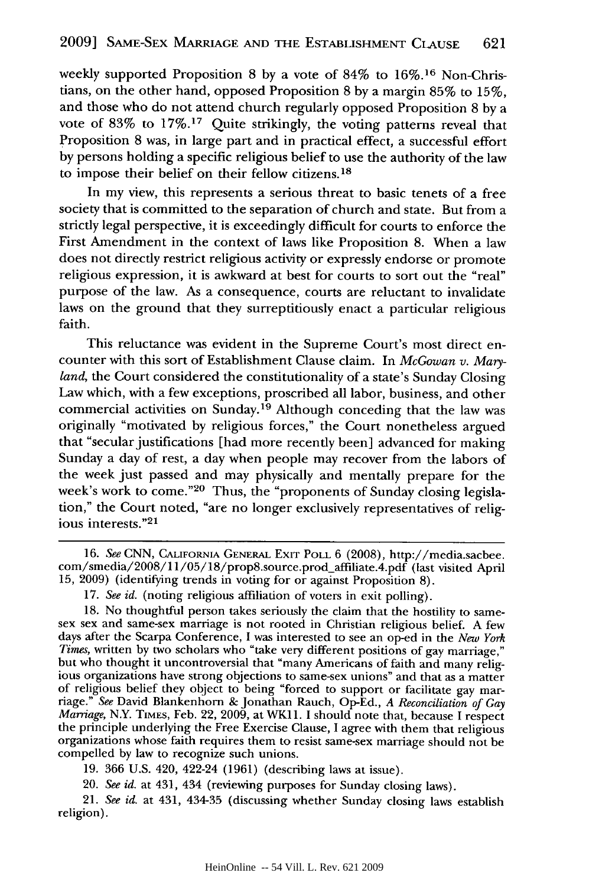weekly supported Proposition 8 by a vote of 84% to 16%.[16] Non-Christians, on the other hand, opposed Proposition 8 by a margin 85% to 15%, and those who do not attend church regularly opposed Proposition 8 by a vote of 83% to 17%.[17] Quite strikingly, the voting patterns reveal that Proposition 8 was, in large part and in practical effect, a successful effort by persons holding a specific religious belief to use the authority of the law to impose their belief on their fellow citizens.[18]

In my view, this represents a serious threat to basic tenets of a free society that is committed to the separation of church and state. But from a strictly legal perspective, it is exceedingly difficult for courts to enforce the First Amendment in the context of laws like Proposition 8. When a law does not directly restrict religious activity or expressly endorse or promote religious expression, it is awkward at best for courts to sort out the "real" purpose of the law. As a consequence, courts are reluctant to invalidate laws on the ground that they surreptitiously enact a particular religious faith.

This reluctance was evident in the Supreme Court's most direct encounter with this sort of Establishment Clause claim. In *McGowan v. Maryland*, the Court considered the constitutionality of a state's Sunday Closing Law which, with a few exceptions, proscribed all labor, business, and other commercial activities on Sunday.[19] Although conceding that the law was originally "motivated by religious forces," the Court nonetheless argued that "secular justifications [had more recently been] advanced for making Sunday a day of rest, a day when people may recover from the labors of the week just passed and may physically and mentally prepare for the week's work to come."[20] Thus, the "proponents of Sunday closing legislation," the Court noted, "are no longer exclusively representatives of religious interests."[21]

---

16. *See* CNN, California General Exit Poll 6 (2008), http://media.sacbee.com/smedia/2008/11/05/18/prop8.source.prod_affiliate.4.pdf (last visited April 15, 2009) (identifying trends in voting for or against Proposition 8).

17. *See id.* (noting religious affiliation of voters in exit polling).

18. No thoughtful person takes seriously the claim that the hostility to same-sex sex and same-sex marriage is not rooted in Christian religious belief. A few days after the Scarpa Conference, I was interested to see an op-ed in the *New York Times*, written by two scholars who "take very different positions of gay marriage," but who thought it uncontroversial that "many Americans of faith and many religious organizations have strong objections to same-sex unions" and that as a matter of religious belief they object to being "forced to support or facilitate gay marriage." *See* David Blankenhorn & Jonathan Rauch, Op-Ed., *A Reconciliation of Gay Marriage*, N.Y. Times, Feb. 22, 2009, at WK11. I should note that, because I respect the principle underlying the Free Exercise Clause, I agree with them that religious organizations whose faith requires them to resist same-sex marriage should not be compelled by law to recognize such unions.

19. 366 U.S. 420, 422-24 (1961) (describing laws at issue).

20. *See id.* at 431, 434 (reviewing purposes for Sunday closing laws).

21. *See id.* at 431, 434-35 (discussing whether Sunday closing laws establish religion).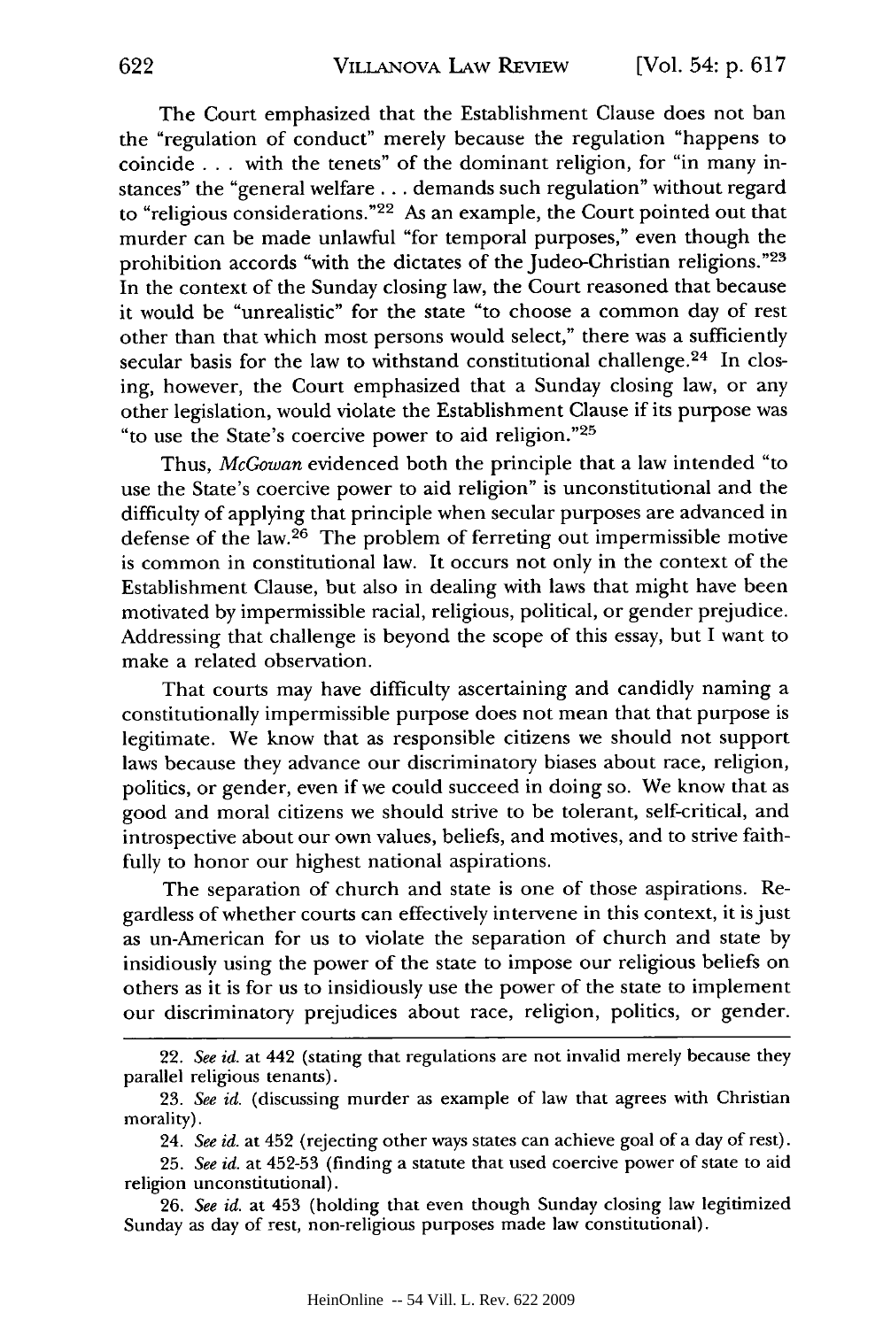The Court emphasized that the Establishment Clause does not ban the "regulation of conduct" merely because the regulation "happens to coincide . . . with the tenets" of the dominant religion, for "in many instances" the "general welfare . . . demands such regulation" without regard to "religious considerations."[22] As an example, the Court pointed out that murder can be made unlawful "for temporal purposes," even though the prohibition accords "with the dictates of the Judeo-Christian religions."[23] In the context of the Sunday closing law, the Court reasoned that because it would be "unrealistic" for the state "to choose a common day of rest other than that which most persons would select," there was a sufficiently secular basis for the law to withstand constitutional challenge.[24] In closing, however, the Court emphasized that a Sunday closing law, or any other legislation, would violate the Establishment Clause if its purpose was "to use the State's coercive power to aid religion."[25]

Thus, *McGowan* evidenced both the principle that a law intended "to use the State's coercive power to aid religion" is unconstitutional and the difficulty of applying that principle when secular purposes are advanced in defense of the law.[26] The problem of ferreting out impermissible motive is common in constitutional law. It occurs not only in the context of the Establishment Clause, but also in dealing with laws that might have been motivated by impermissible racial, religious, political, or gender prejudice. Addressing that challenge is beyond the scope of this essay, but I want to make a related observation.

That courts may have difficulty ascertaining and candidly naming a constitutionally impermissible purpose does not mean that that purpose is legitimate. We know that as responsible citizens we should not support laws because they advance our discriminatory biases about race, religion, politics, or gender, even if we could succeed in doing so. We know that as good and moral citizens we should strive to be tolerant, self-critical, and introspective about our own values, beliefs, and motives, and to strive faithfully to honor our highest national aspirations.

The separation of church and state is one of those aspirations. Regardless of whether courts can effectively intervene in this context, it is just as un-American for us to violate the separation of church and state by insidiously using the power of the state to impose our religious beliefs on others as it is for us to insidiously use the power of the state to implement our discriminatory prejudices about race, religion, politics, or gender.

---

22. *See id.* at 442 (stating that regulations are not invalid merely because they parallel religious tenants).

23. *See id.* (discussing murder as example of law that agrees with Christian morality).

24. *See id.* at 452 (rejecting other ways states can achieve goal of a day of rest).

25. *See id.* at 452-53 (finding a statute that used coercive power of state to aid religion unconstitutional).

26. *See id.* at 453 (holding that even though Sunday closing law legitimized Sunday as day of rest, non-religious purposes made law constitutional).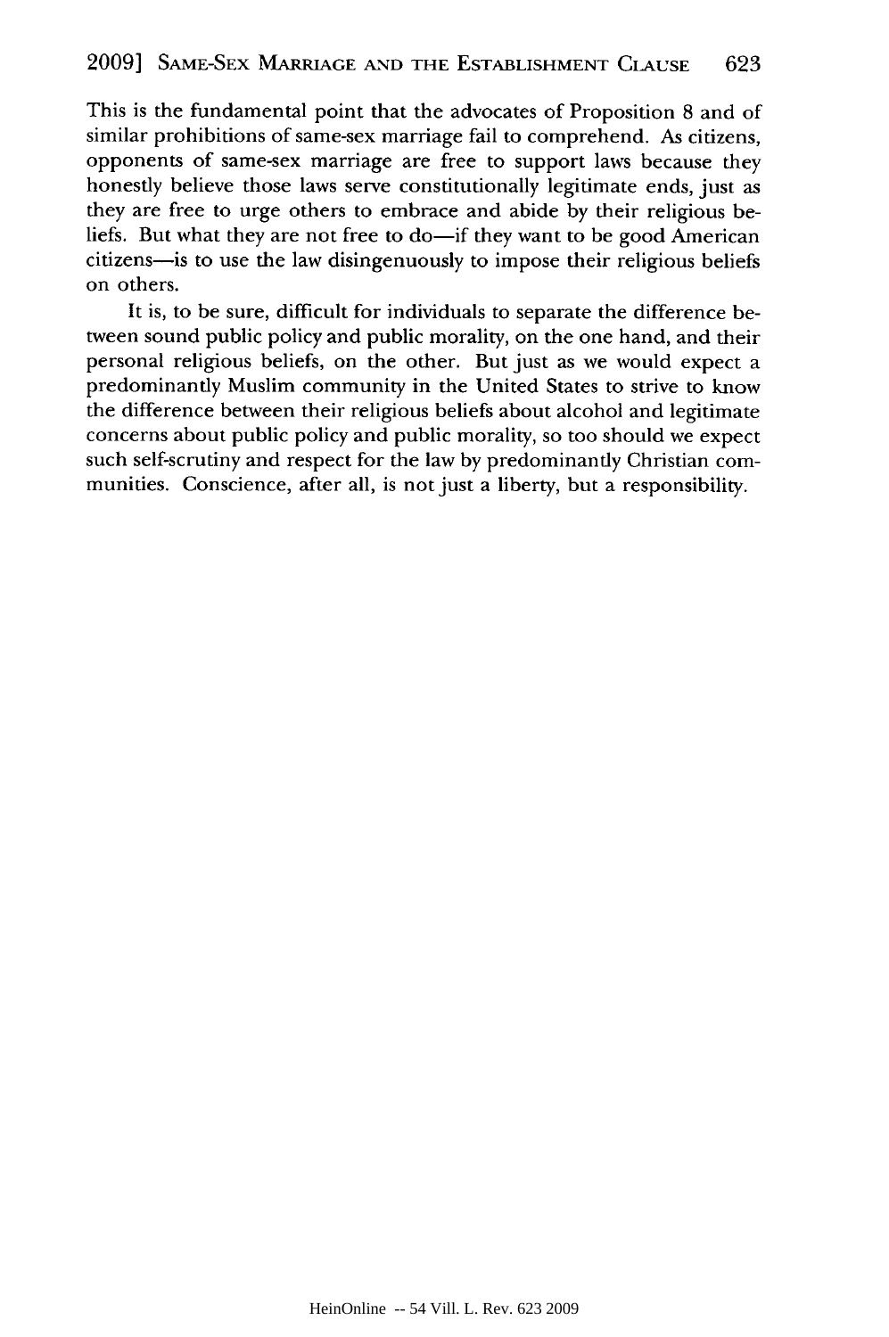This is the fundamental point that the advocates of Proposition 8 and of similar prohibitions of same-sex marriage fail to comprehend. As citizens, opponents of same-sex marriage are free to support laws because they honestly believe those laws serve constitutionally legitimate ends, just as they are free to urge others to embrace and abide by their religious beliefs. But what they are not free to do—if they want to be good American citizens—is to use the law disingenuously to impose their religious beliefs on others.

It is, to be sure, difficult for individuals to separate the difference between sound public policy and public morality, on the one hand, and their personal religious beliefs, on the other. But just as we would expect a predominantly Muslim community in the United States to strive to know the difference between their religious beliefs about alcohol and legitimate concerns about public policy and public morality, so too should we expect such self-scrutiny and respect for the law by predominantly Christian communities. Conscience, after all, is not just a liberty, but a responsibility.